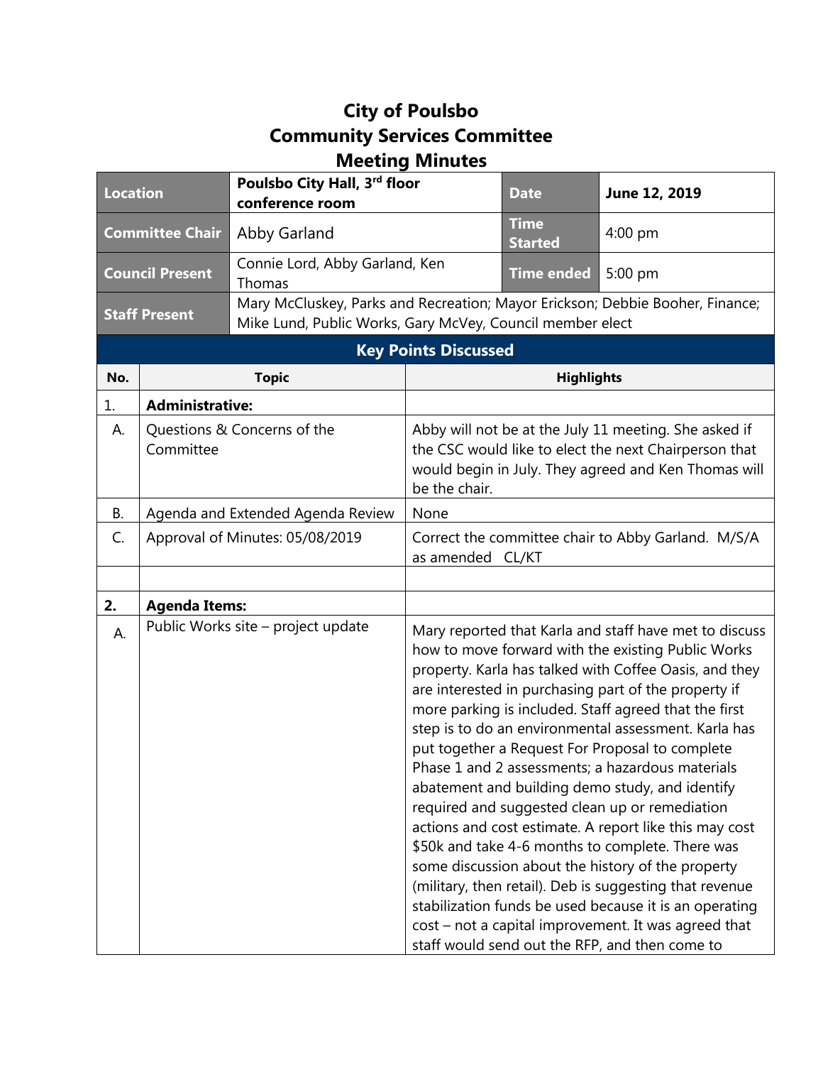# City of Poulsbo
# Community Services Committee
# Meeting Minutes

| Location | Poulsbo City Hall, 3rd floor conference room | Date | June 12, 2019 |
|---|---|---|---|
| Committee Chair | Abby Garland | Time Started | 4:00 pm |
| Council Present | Connie Lord, Abby Garland, Ken Thomas | Time ended | 5:00 pm |
| Staff Present | Mary McCluskey, Parks and Recreation; Mayor Erickson; Debbie Booher, Finance; Mike Lund, Public Works, Gary McVey, Council member elect | | |

## Key Points Discussed

| No. | Topic | Highlights |
|---|---|---|
| 1. | **Administrative:** | |
| A. | Questions & Concerns of the Committee | Abby will not be at the July 11 meeting. She asked if the CSC would like to elect the next Chairperson that would begin in July. They agreed and Ken Thomas will be the chair. |
| B. | Agenda and Extended Agenda Review | None |
| C. | Approval of Minutes: 05/08/2019 | Correct the committee chair to Abby Garland. M/S/A as amended CL/KT |
| | | |
| 2. | **Agenda Items:** | |
| A. | Public Works site – project update | Mary reported that Karla and staff have met to discuss how to move forward with the existing Public Works property. Karla has talked with Coffee Oasis, and they are interested in purchasing part of the property if more parking is included. Staff agreed that the first step is to do an environmental assessment. Karla has put together a Request For Proposal to complete Phase 1 and 2 assessments; a hazardous materials abatement and building demo study, and identify required and suggested clean up or remediation actions and cost estimate. A report like this may cost \$50k and take 4-6 months to complete. There was some discussion about the history of the property (military, then retail). Deb is suggesting that revenue stabilization funds be used because it is an operating cost – not a capital improvement. It was agreed that staff would send out the RFP, and then come to |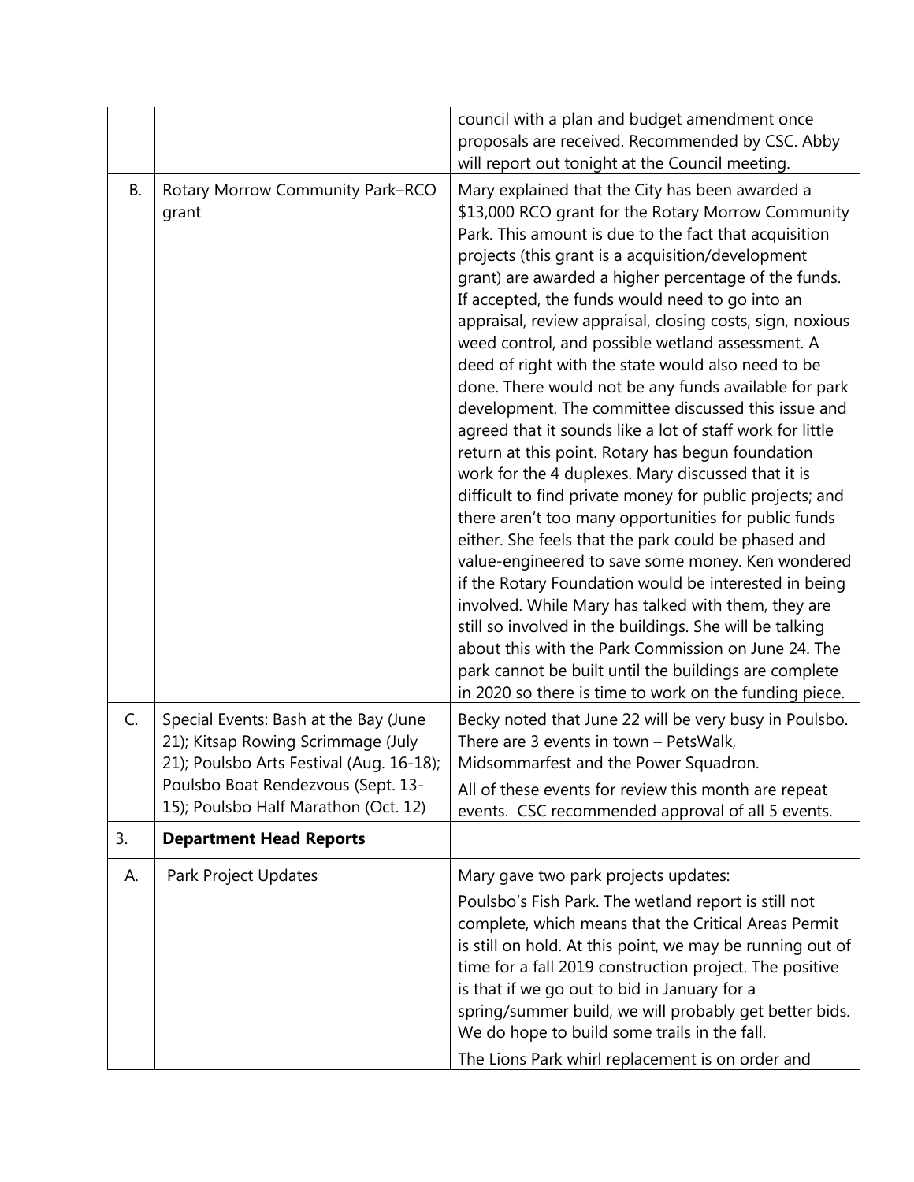| | | |
|---|---|---|
| | | council with a plan and budget amendment once proposals are received. Recommended by CSC. Abby will report out tonight at the Council meeting. |
| B. | Rotary Morrow Community Park–RCO grant | Mary explained that the City has been awarded a $13,000 RCO grant for the Rotary Morrow Community Park. This amount is due to the fact that acquisition projects (this grant is a acquisition/development grant) are awarded a higher percentage of the funds. If accepted, the funds would need to go into an appraisal, review appraisal, closing costs, sign, noxious weed control, and possible wetland assessment. A deed of right with the state would also need to be done. There would not be any funds available for park development. The committee discussed this issue and agreed that it sounds like a lot of staff work for little return at this point. Rotary has begun foundation work for the 4 duplexes. Mary discussed that it is difficult to find private money for public projects; and there aren't too many opportunities for public funds either. She feels that the park could be phased and value-engineered to save some money. Ken wondered if the Rotary Foundation would be interested in being involved. While Mary has talked with them, they are still so involved in the buildings. She will be talking about this with the Park Commission on June 24. The park cannot be built until the buildings are complete in 2020 so there is time to work on the funding piece. |
| C. | Special Events: Bash at the Bay (June 21); Kitsap Rowing Scrimmage (July 21); Poulsbo Arts Festival (Aug. 16-18); Poulsbo Boat Rendezvous (Sept. 13-15); Poulsbo Half Marathon (Oct. 12) | Becky noted that June 22 will be very busy in Poulsbo. There are 3 events in town – PetsWalk, Midsommarfest and the Power Squadron.<br><br>All of these events for review this month are repeat events. CSC recommended approval of all 5 events. |
| 3. | **Department Head Reports** | |
| A. | Park Project Updates | Mary gave two park projects updates:<br><br>Poulsbo's Fish Park. The wetland report is still not complete, which means that the Critical Areas Permit is still on hold. At this point, we may be running out of time for a fall 2019 construction project. The positive is that if we go out to bid in January for a spring/summer build, we will probably get better bids. We do hope to build some trails in the fall.<br><br>The Lions Park whirl replacement is on order and |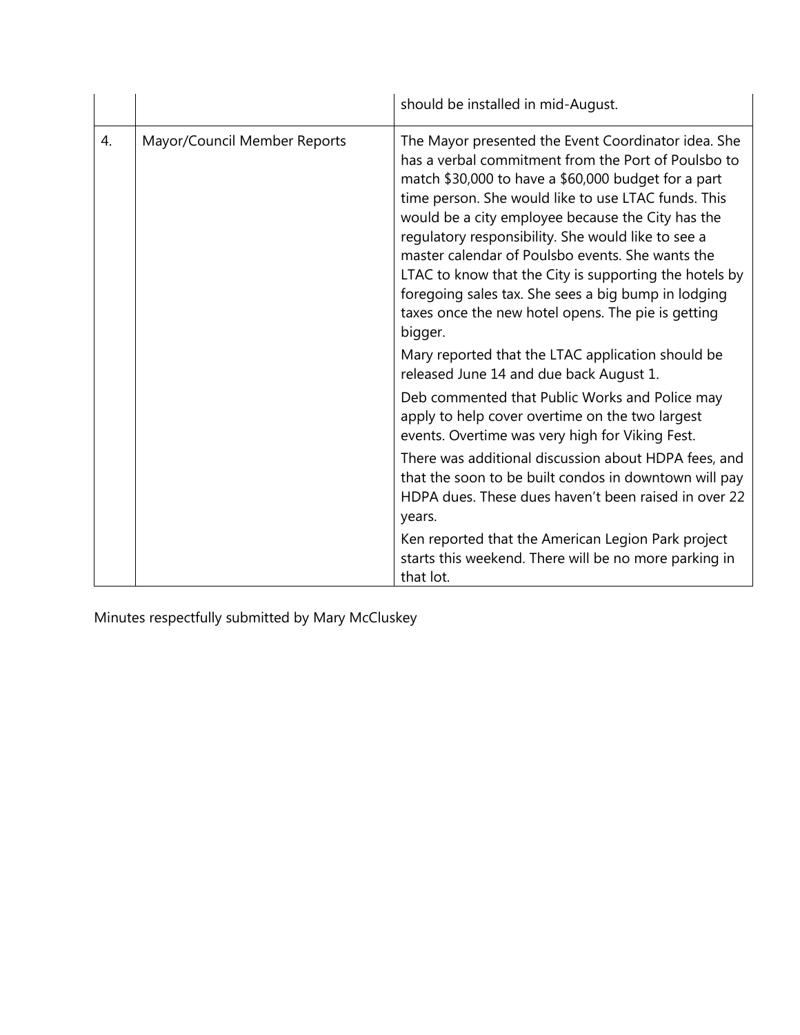| | | |
|---|---|---|
| | | should be installed in mid-August. |
| 4. | Mayor/Council Member Reports | The Mayor presented the Event Coordinator idea. She has a verbal commitment from the Port of Poulsbo to match $30,000 to have a $60,000 budget for a part time person. She would like to use LTAC funds. This would be a city employee because the City has the regulatory responsibility. She would like to see a master calendar of Poulsbo events. She wants the LTAC to know that the City is supporting the hotels by foregoing sales tax. She sees a big bump in lodging taxes once the new hotel opens. The pie is getting bigger.<br>Mary reported that the LTAC application should be released June 14 and due back August 1.<br>Deb commented that Public Works and Police may apply to help cover overtime on the two largest events. Overtime was very high for Viking Fest.<br>There was additional discussion about HDPA fees, and that the soon to be built condos in downtown will pay HDPA dues. These dues haven't been raised in over 22 years.<br>Ken reported that the American Legion Park project starts this weekend. There will be no more parking in that lot. |

Minutes respectfully submitted by Mary McCluskey